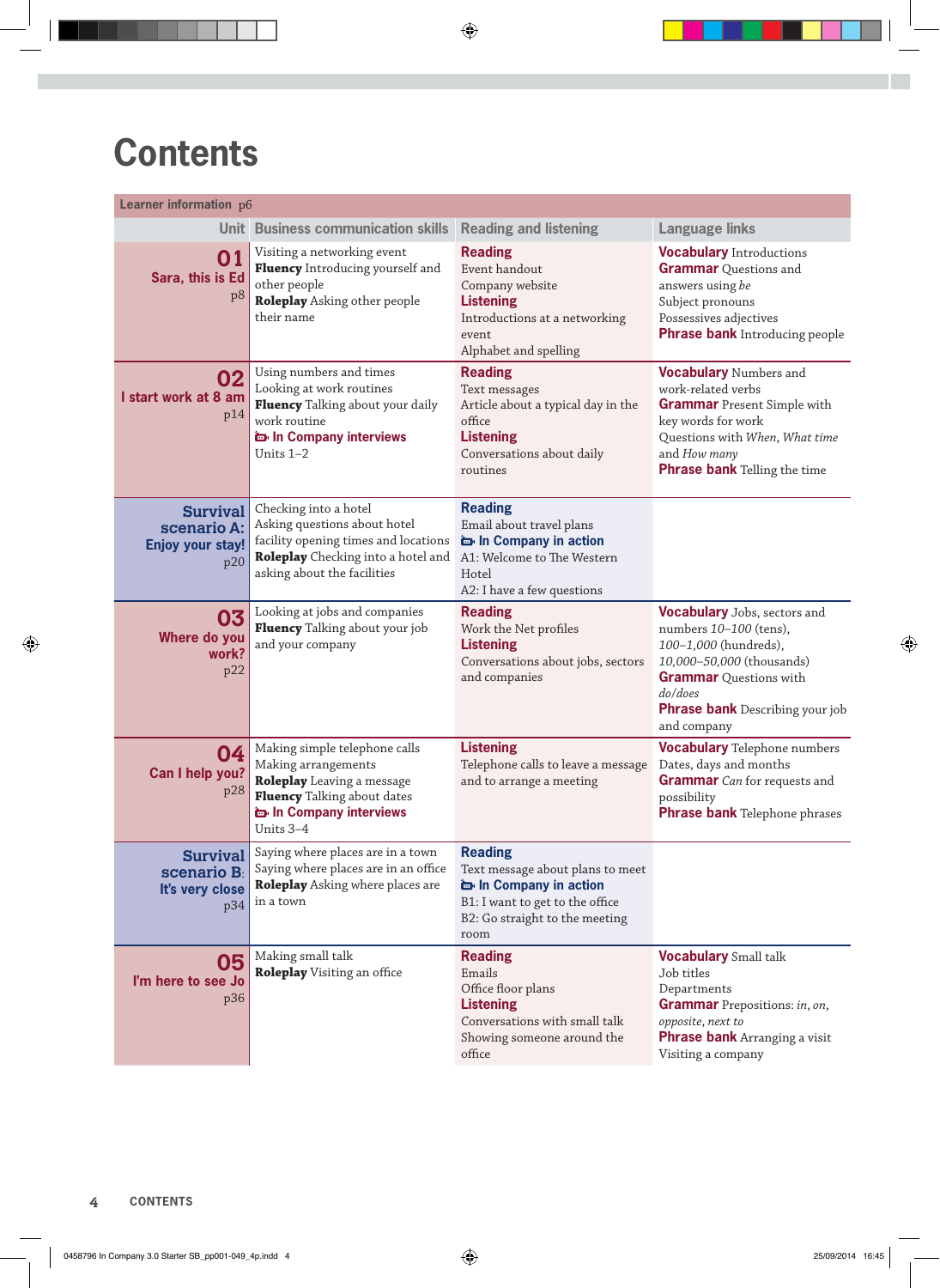# Contents

**Learner information** p6

| Unit | Business communication skills | Reading and listening | Language links |
|---|---|---|---|
| **01** **Sara, this is Ed** p8 | Visiting a networking event<br>**Fluency** Introducing yourself and other people<br>**Roleplay** Asking other people their name | **Reading**<br>Event handout<br>Company website<br>**Listening**<br>Introductions at a networking event<br>Alphabet and spelling | **Vocabulary** Introductions<br>**Grammar** Questions and answers using *be*<br>Subject pronouns<br>Possessives adjectives<br>**Phrase bank** Introducing people |
| **02** **I start work at 8 am** p14 | Using numbers and times<br>Looking at work routines<br>**Fluency** Talking about your daily work routine<br>**In Company interviews** Units 1–2 | **Reading**<br>Text messages<br>Article about a typical day in the office<br>**Listening**<br>Conversations about daily routines | **Vocabulary** Numbers and work-related verbs<br>**Grammar** Present Simple with key words for work<br>Questions with *When*, *What time* and *How many*<br>**Phrase bank** Telling the time |
| **Survival scenario A: Enjoy your stay!** p20 | Checking into a hotel<br>Asking questions about hotel facility opening times and locations<br>**Roleplay** Checking into a hotel and asking about the facilities | **Reading**<br>Email about travel plans<br>**In Company in action**<br>A1: Welcome to The Western Hotel<br>A2: I have a few questions | |
| **03** **Where do you work?** p22 | Looking at jobs and companies<br>**Fluency** Talking about your job and your company | **Reading**<br>Work the Net profiles<br>**Listening**<br>Conversations about jobs, sectors and companies | **Vocabulary** Jobs, sectors and numbers *10–100* (tens), *100–1,000* (hundreds), *10,000–50,000* (thousands)<br>**Grammar** Questions with *do/does*<br>**Phrase bank** Describing your job and company |
| **04** **Can I help you?** p28 | Making simple telephone calls<br>Making arrangements<br>**Roleplay** Leaving a message<br>**Fluency** Talking about dates<br>**In Company interviews** Units 3–4 | **Listening**<br>Telephone calls to leave a message and to arrange a meeting | **Vocabulary** Telephone numbers<br>Dates, days and months<br>**Grammar** *Can* for requests and possibility<br>**Phrase bank** Telephone phrases |
| **Survival scenario B: It's very close** p34 | Saying where places are in a town<br>Saying where places are in an office<br>**Roleplay** Asking where places are in a town | **Reading**<br>Text message about plans to meet<br>**In Company in action**<br>B1: I want to get to the office<br>B2: Go straight to the meeting room | |
| **05** **I'm here to see Jo** p36 | Making small talk<br>**Roleplay** Visiting an office | **Reading**<br>Emails<br>Office floor plans<br>**Listening**<br>Conversations with small talk<br>Showing someone around the office | **Vocabulary** Small talk<br>Job titles<br>Departments<br>**Grammar** Prepositions: *in*, *on*, *opposite*, *next to*<br>**Phrase bank** Arranging a visit<br>Visiting a company |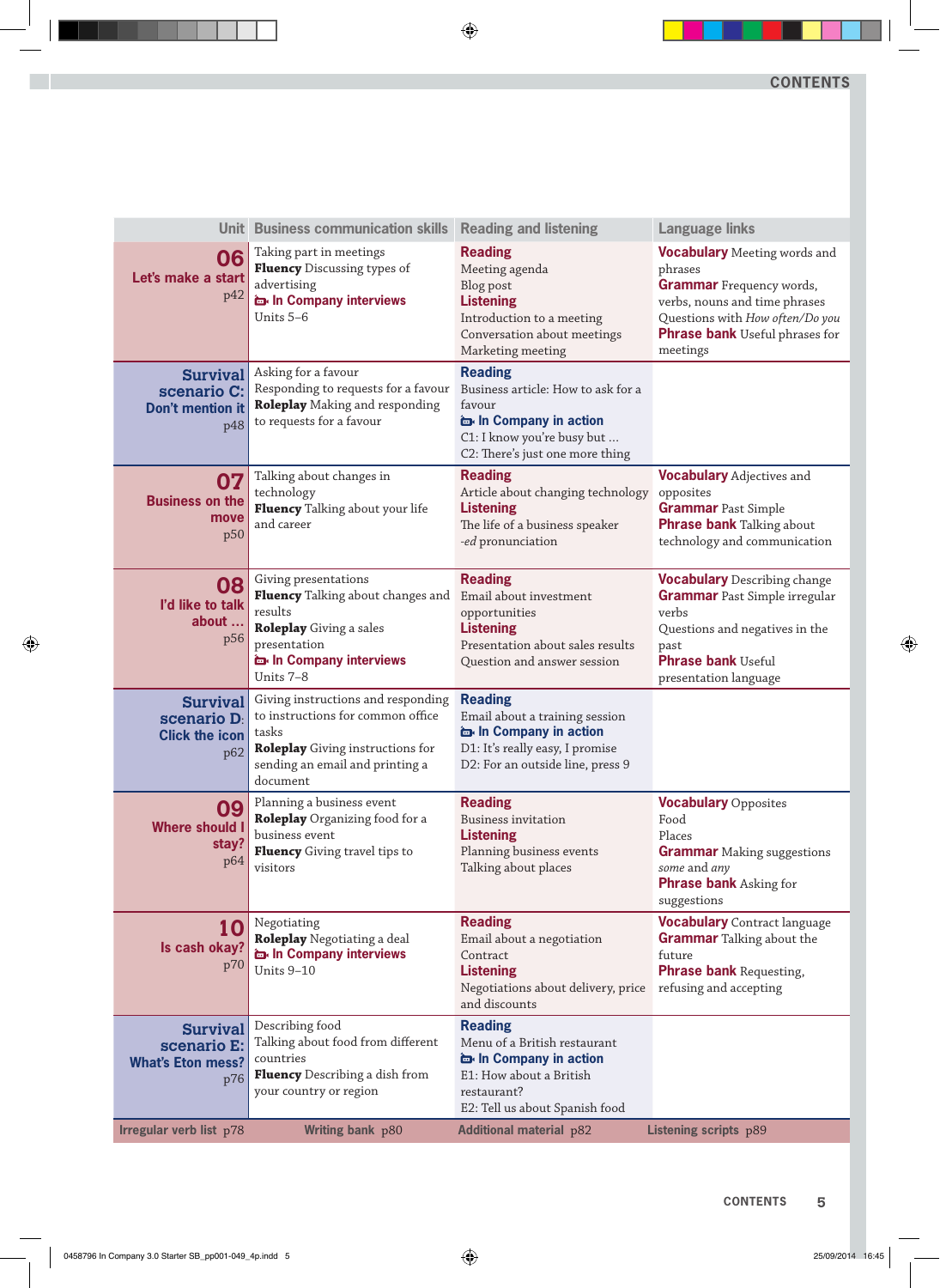| Unit | Business communication skills | Reading and listening | Language links |
|---|---|---|---|
| **06** **Let's make a start** p42 | Taking part in meetings<br>**Fluency** Discussing types of advertising<br>**In Company interviews** Units 5–6 | **Reading**<br>Meeting agenda<br>Blog post<br>**Listening**<br>Introduction to a meeting<br>Conversation about meetings<br>Marketing meeting | **Vocabulary** Meeting words and phrases<br>**Grammar** Frequency words, verbs, nouns and time phrases<br>Questions with *How often/Do you*<br>**Phrase bank** Useful phrases for meetings |
| **Survival scenario C: Don't mention it** p48 | Asking for a favour<br>Responding to requests for a favour<br>**Roleplay** Making and responding to requests for a favour | **Reading**<br>Business article: How to ask for a favour<br>**In Company in action**<br>C1: I know you're busy but …<br>C2: There's just one more thing | |
| **07** **Business on the move** p50 | Talking about changes in technology<br>**Fluency** Talking about your life and career | **Reading**<br>Article about changing technology<br>**Listening**<br>The life of a business speaker<br>*-ed* pronunciation | **Vocabulary** Adjectives and opposites<br>**Grammar** Past Simple<br>**Phrase bank** Talking about technology and communication |
| **08** **I'd like to talk about …** p56 | Giving presentations<br>**Fluency** Talking about changes and results<br>**Roleplay** Giving a sales presentation<br>**In Company interviews** Units 7–8 | **Reading**<br>Email about investment opportunities<br>**Listening**<br>Presentation about sales results<br>Question and answer session | **Vocabulary** Describing change<br>**Grammar** Past Simple irregular verbs<br>Questions and negatives in the past<br>**Phrase bank** Useful presentation language |
| **Survival scenario D: Click the icon** p62 | Giving instructions and responding to instructions for common office tasks<br>**Roleplay** Giving instructions for sending an email and printing a document | **Reading**<br>Email about a training session<br>**In Company in action**<br>D1: It's really easy, I promise<br>D2: For an outside line, press 9 | |
| **09** **Where should I stay?** p64 | Planning a business event<br>**Roleplay** Organizing food for a business event<br>**Fluency** Giving travel tips to visitors | **Reading**<br>Business invitation<br>**Listening**<br>Planning business events<br>Talking about places | **Vocabulary** Opposites<br>Food<br>Places<br>**Grammar** Making suggestions<br>*some* and *any*<br>**Phrase bank** Asking for suggestions |
| **10** **Is cash okay?** p70 | Negotiating<br>**Roleplay** Negotiating a deal<br>**In Company interviews** Units 9–10 | **Reading**<br>Email about a negotiation<br>Contract<br>**Listening**<br>Negotiations about delivery, price and discounts | **Vocabulary** Contract language<br>**Grammar** Talking about the future<br>**Phrase bank** Requesting, refusing and accepting |
| **Survival scenario E: What's Eton mess?** p76 | Describing food<br>Talking about food from different countries<br>**Fluency** Describing a dish from your country or region | **Reading**<br>Menu of a British restaurant<br>**In Company in action**<br>E1: How about a British restaurant?<br>E2: Tell us about Spanish food | |

**Irregular verb list** p78 **Writing bank** p80 **Additional material** p82 **Listening scripts** p89